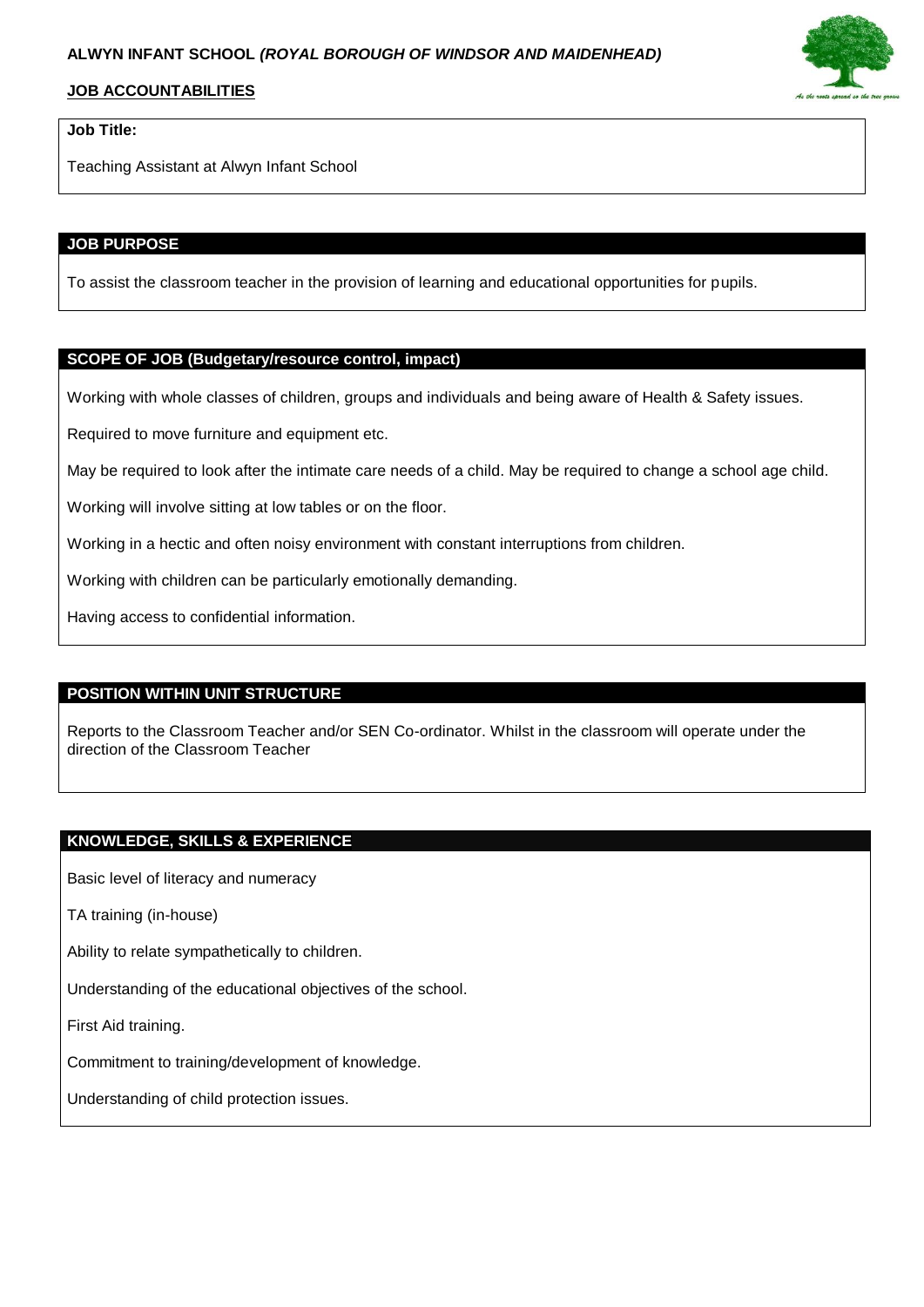**ALWYN INFANT SCHOOL *(ROYAL BOROUGH OF WINDSOR AND MAIDENHEAD)***

**JOB ACCOUNTABILITIES**

**Job Title:**

Teaching Assistant at Alwyn Infant School

## JOB PURPOSE

To assist the classroom teacher in the provision of learning and educational opportunities for pupils.

## SCOPE OF JOB (Budgetary/resource control, impact)

Working with whole classes of children, groups and individuals and being aware of Health & Safety issues.

Required to move furniture and equipment etc.

May be required to look after the intimate care needs of a child. May be required to change a school age child.

Working will involve sitting at low tables or on the floor.

Working in a hectic and often noisy environment with constant interruptions from children.

Working with children can be particularly emotionally demanding.

Having access to confidential information.

## POSITION WITHIN UNIT STRUCTURE

Reports to the Classroom Teacher and/or SEN Co-ordinator. Whilst in the classroom will operate under the direction of the Classroom Teacher

## KNOWLEDGE, SKILLS & EXPERIENCE

Basic level of literacy and numeracy

TA training (in-house)

Ability to relate sympathetically to children.

Understanding of the educational objectives of the school.

First Aid training.

Commitment to training/development of knowledge.

Understanding of child protection issues.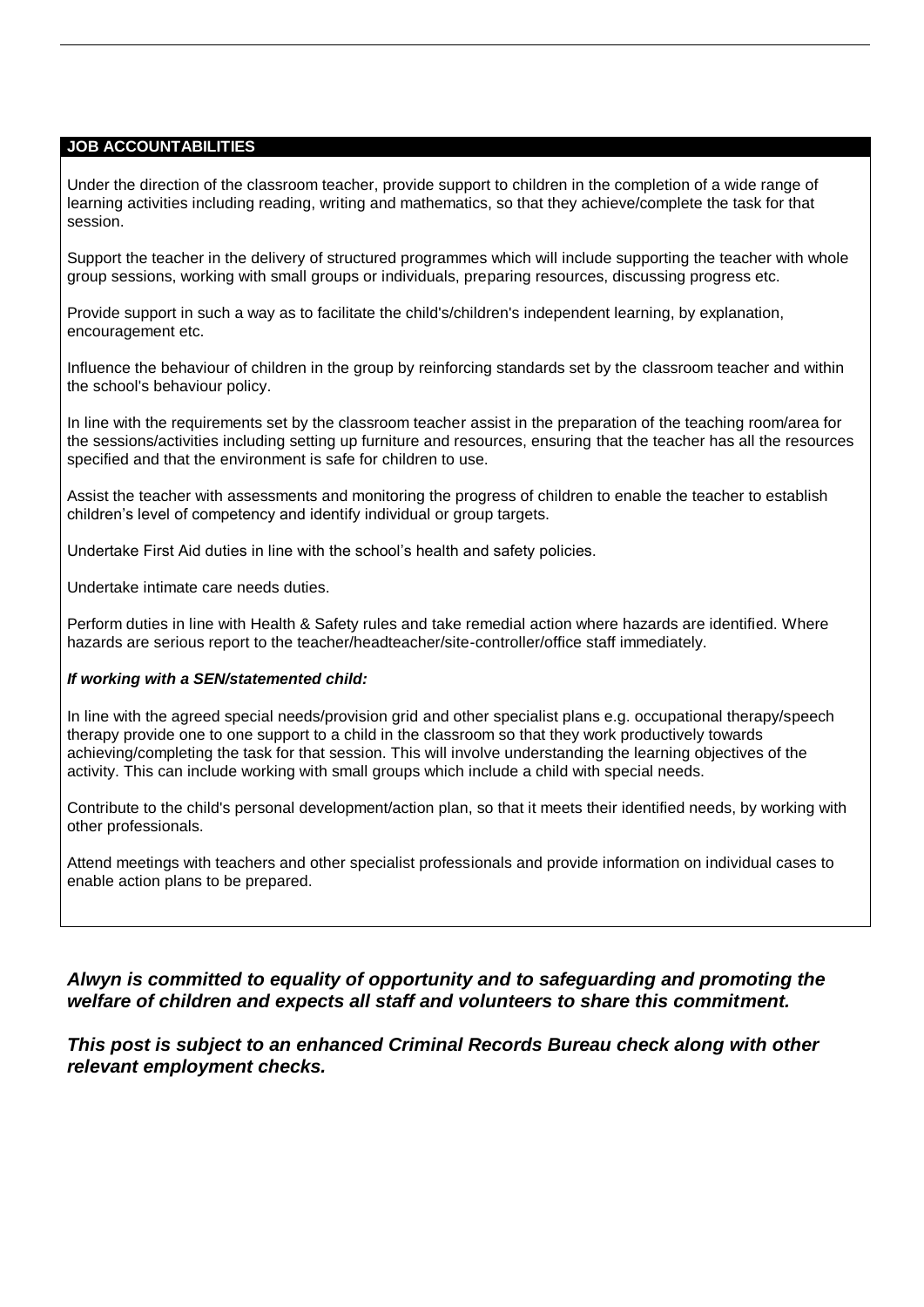## JOB ACCOUNTABILITIES

Under the direction of the classroom teacher, provide support to children in the completion of a wide range of learning activities including reading, writing and mathematics, so that they achieve/complete the task for that session.

Support the teacher in the delivery of structured programmes which will include supporting the teacher with whole group sessions, working with small groups or individuals, preparing resources, discussing progress etc.

Provide support in such a way as to facilitate the child's/children's independent learning, by explanation, encouragement etc.

Influence the behaviour of children in the group by reinforcing standards set by the classroom teacher and within the school's behaviour policy.

In line with the requirements set by the classroom teacher assist in the preparation of the teaching room/area for the sessions/activities including setting up furniture and resources, ensuring that the teacher has all the resources specified and that the environment is safe for children to use.

Assist the teacher with assessments and monitoring the progress of children to enable the teacher to establish children's level of competency and identify individual or group targets.

Undertake First Aid duties in line with the school's health and safety policies.

Undertake intimate care needs duties.

Perform duties in line with Health & Safety rules and take remedial action where hazards are identified. Where hazards are serious report to the teacher/headteacher/site-controller/office staff immediately.

***If working with a SEN/statemented child:***

In line with the agreed special needs/provision grid and other specialist plans e.g. occupational therapy/speech therapy provide one to one support to a child in the classroom so that they work productively towards achieving/completing the task for that session. This will involve understanding the learning objectives of the activity. This can include working with small groups which include a child with special needs.

Contribute to the child's personal development/action plan, so that it meets their identified needs, by working with other professionals.

Attend meetings with teachers and other specialist professionals and provide information on individual cases to enable action plans to be prepared.

***Alwyn is committed to equality of opportunity and to safeguarding and promoting the welfare of children and expects all staff and volunteers to share this commitment.***

***This post is subject to an enhanced Criminal Records Bureau check along with other relevant employment checks.***